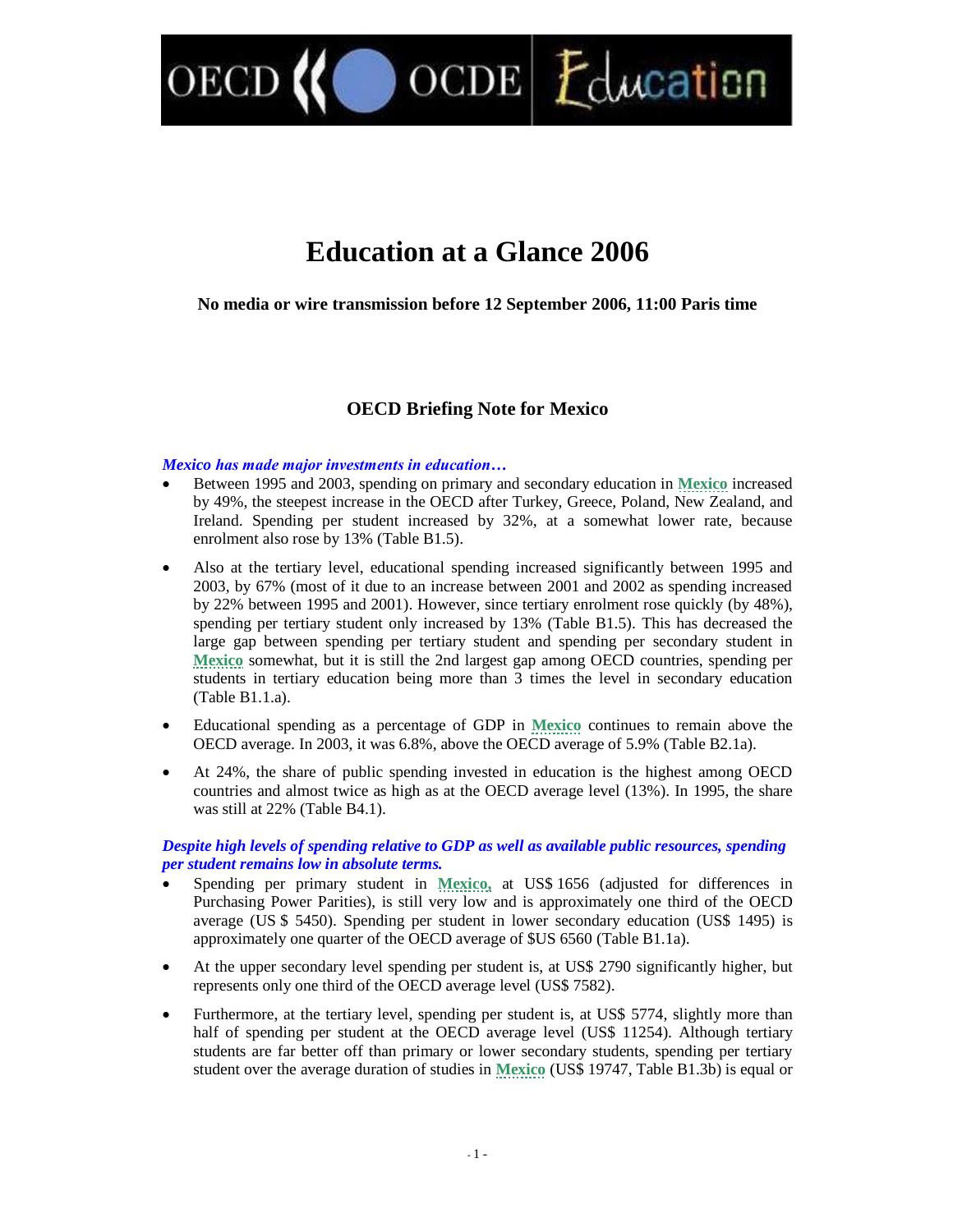# Education at a Glance 2006

**No media or wire transmission before 12 September 2006, 11:00 Paris time**

## OECD Briefing Note for Mexico

***Mexico has made major investments in education…***

- Between 1995 and 2003, spending on primary and secondary education in **Mexico** increased by 49%, the steepest increase in the OECD after Turkey, Greece, Poland, New Zealand, and Ireland. Spending per student increased by 32%, at a somewhat lower rate, because enrolment also rose by 13% (Table B1.5).
- Also at the tertiary level, educational spending increased significantly between 1995 and 2003, by 67% (most of it due to an increase between 2001 and 2002 as spending increased by 22% between 1995 and 2001). However, since tertiary enrolment rose quickly (by 48%), spending per tertiary student only increased by 13% (Table B1.5). This has decreased the large gap between spending per tertiary student and spending per secondary student in **Mexico** somewhat, but it is still the 2nd largest gap among OECD countries, spending per students in tertiary education being more than 3 times the level in secondary education (Table B1.1.a).
- Educational spending as a percentage of GDP in **Mexico** continues to remain above the OECD average. In 2003, it was 6.8%, above the OECD average of 5.9% (Table B2.1a).
- At 24%, the share of public spending invested in education is the highest among OECD countries and almost twice as high as at the OECD average level (13%). In 1995, the share was still at 22% (Table B4.1).

***Despite high levels of spending relative to GDP as well as available public resources, spending per student remains low in absolute terms.***

- Spending per primary student in **Mexico,** at US$ 1656 (adjusted for differences in Purchasing Power Parities), is still very low and is approximately one third of the OECD average (US $ 5450). Spending per student in lower secondary education (US$ 1495) is approximately one quarter of the OECD average of $US 6560 (Table B1.1a).
- At the upper secondary level spending per student is, at US$ 2790 significantly higher, but represents only one third of the OECD average level (US$ 7582).
- Furthermore, at the tertiary level, spending per student is, at US$ 5774, slightly more than half of spending per student at the OECD average level (US$ 11254). Although tertiary students are far better off than primary or lower secondary students, spending per tertiary student over the average duration of studies in **Mexico** (US$ 19747, Table B1.3b) is equal or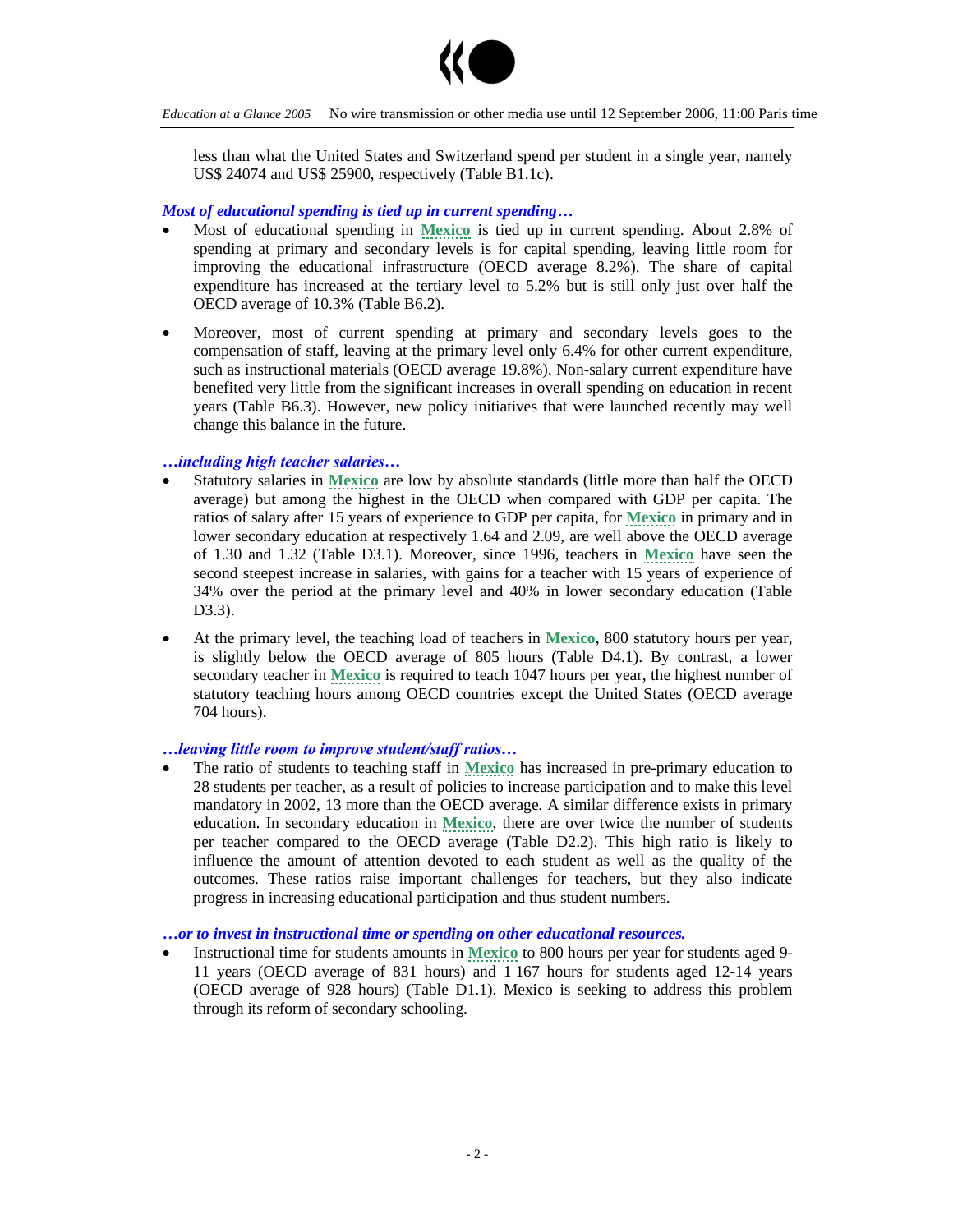less than what the United States and Switzerland spend per student in a single year, namely US$ 24074 and US$ 25900, respectively (Table B1.1c).

***Most of educational spending is tied up in current spending…***

- Most of educational spending in **Mexico** is tied up in current spending. About 2.8% of spending at primary and secondary levels is for capital spending, leaving little room for improving the educational infrastructure (OECD average 8.2%). The share of capital expenditure has increased at the tertiary level to 5.2% but is still only just over half the OECD average of 10.3% (Table B6.2).
- Moreover, most of current spending at primary and secondary levels goes to the compensation of staff, leaving at the primary level only 6.4% for other current expenditure, such as instructional materials (OECD average 19.8%). Non-salary current expenditure have benefited very little from the significant increases in overall spending on education in recent years (Table B6.3). However, new policy initiatives that were launched recently may well change this balance in the future.

***…including high teacher salaries…***

- Statutory salaries in **Mexico** are low by absolute standards (little more than half the OECD average) but among the highest in the OECD when compared with GDP per capita. The ratios of salary after 15 years of experience to GDP per capita, for **Mexico** in primary and in lower secondary education at respectively 1.64 and 2.09, are well above the OECD average of 1.30 and 1.32 (Table D3.1). Moreover, since 1996, teachers in **Mexico** have seen the second steepest increase in salaries, with gains for a teacher with 15 years of experience of 34% over the period at the primary level and 40% in lower secondary education (Table D3.3).
- At the primary level, the teaching load of teachers in **Mexico**, 800 statutory hours per year, is slightly below the OECD average of 805 hours (Table D4.1). By contrast, a lower secondary teacher in **Mexico** is required to teach 1047 hours per year, the highest number of statutory teaching hours among OECD countries except the United States (OECD average 704 hours).

***…leaving little room to improve student/staff ratios…***

- The ratio of students to teaching staff in **Mexico** has increased in pre-primary education to 28 students per teacher, as a result of policies to increase participation and to make this level mandatory in 2002, 13 more than the OECD average. A similar difference exists in primary education. In secondary education in **Mexico**, there are over twice the number of students per teacher compared to the OECD average (Table D2.2). This high ratio is likely to influence the amount of attention devoted to each student as well as the quality of the outcomes. These ratios raise important challenges for teachers, but they also indicate progress in increasing educational participation and thus student numbers.

***…or to invest in instructional time or spending on other educational resources.***

- Instructional time for students amounts in **Mexico** to 800 hours per year for students aged 9-11 years (OECD average of 831 hours) and 1 167 hours for students aged 12-14 years (OECD average of 928 hours) (Table D1.1). Mexico is seeking to address this problem through its reform of secondary schooling.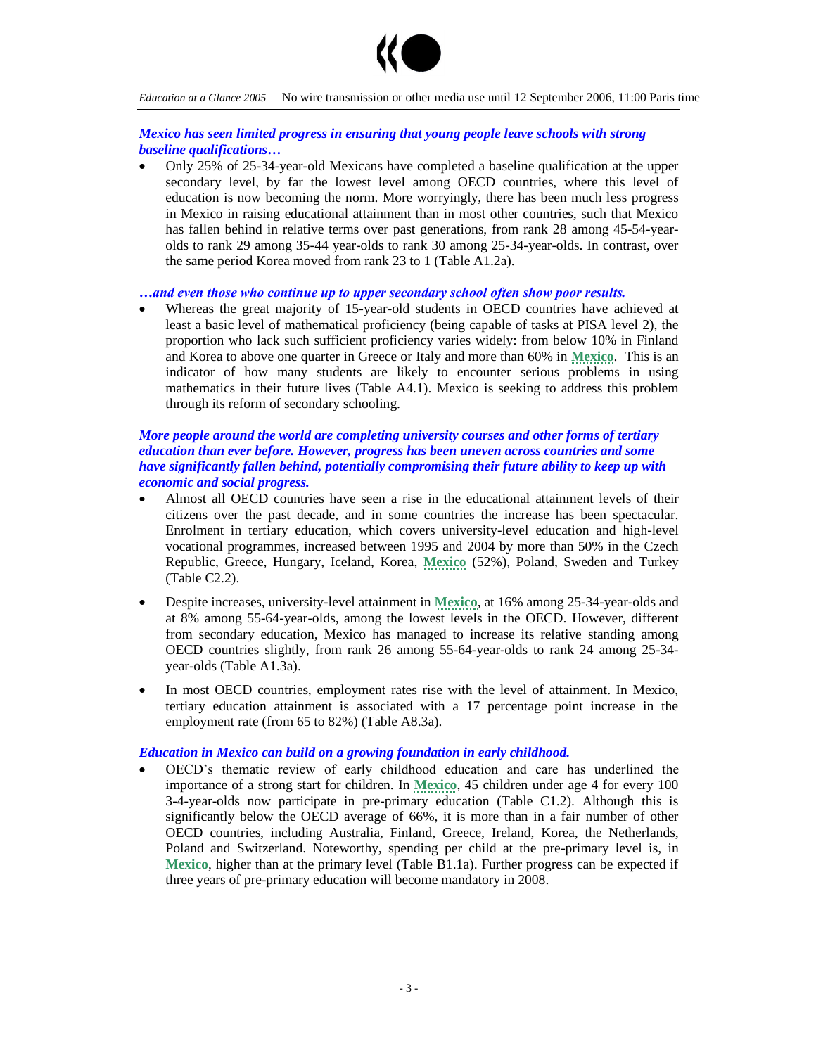***Mexico has seen limited progress in ensuring that young people leave schools with strong baseline qualifications…***

- Only 25% of 25-34-year-old Mexicans have completed a baseline qualification at the upper secondary level, by far the lowest level among OECD countries, where this level of education is now becoming the norm. More worryingly, there has been much less progress in Mexico in raising educational attainment than in most other countries, such that Mexico has fallen behind in relative terms over past generations, from rank 28 among 45-54-year-olds to rank 29 among 35-44 year-olds to rank 30 among 25-34-year-olds. In contrast, over the same period Korea moved from rank 23 to 1 (Table A1.2a).

***…and even those who continue up to upper secondary school often show poor results.***

- Whereas the great majority of 15-year-old students in OECD countries have achieved at least a basic level of mathematical proficiency (being capable of tasks at PISA level 2), the proportion who lack such sufficient proficiency varies widely: from below 10% in Finland and Korea to above one quarter in Greece or Italy and more than 60% in **Mexico**. This is an indicator of how many students are likely to encounter serious problems in using mathematics in their future lives (Table A4.1). Mexico is seeking to address this problem through its reform of secondary schooling.

***More people around the world are completing university courses and other forms of tertiary education than ever before. However, progress has been uneven across countries and some have significantly fallen behind, potentially compromising their future ability to keep up with economic and social progress.***

- Almost all OECD countries have seen a rise in the educational attainment levels of their citizens over the past decade, and in some countries the increase has been spectacular. Enrolment in tertiary education, which covers university-level education and high-level vocational programmes, increased between 1995 and 2004 by more than 50% in the Czech Republic, Greece, Hungary, Iceland, Korea, **Mexico** (52%), Poland, Sweden and Turkey (Table C2.2).

- Despite increases, university-level attainment in **Mexico**, at 16% among 25-34-year-olds and at 8% among 55-64-year-olds, among the lowest levels in the OECD. However, different from secondary education, Mexico has managed to increase its relative standing among OECD countries slightly, from rank 26 among 55-64-year-olds to rank 24 among 25-34-year-olds (Table A1.3a).

- In most OECD countries, employment rates rise with the level of attainment. In Mexico, tertiary education attainment is associated with a 17 percentage point increase in the employment rate (from 65 to 82%) (Table A8.3a).

***Education in Mexico can build on a growing foundation in early childhood.***

- OECD's thematic review of early childhood education and care has underlined the importance of a strong start for children. In **Mexico**, 45 children under age 4 for every 100 3-4-year-olds now participate in pre-primary education (Table C1.2). Although this is significantly below the OECD average of 66%, it is more than in a fair number of other OECD countries, including Australia, Finland, Greece, Ireland, Korea, the Netherlands, Poland and Switzerland. Noteworthy, spending per child at the pre-primary level is, in **Mexico**, higher than at the primary level (Table B1.1a). Further progress can be expected if three years of pre-primary education will become mandatory in 2008.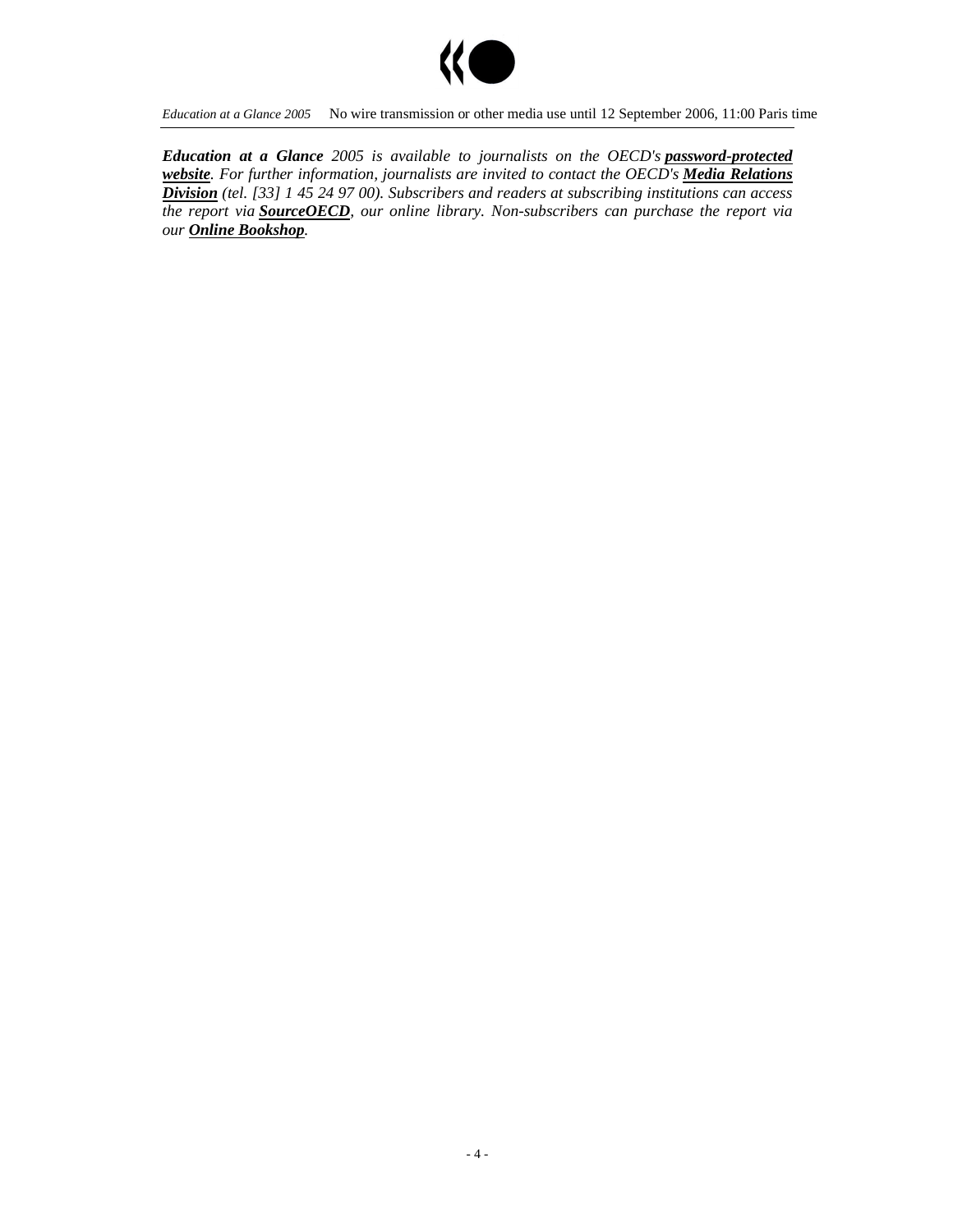***Education at a Glance** 2005 is available to journalists on the OECD's **password-protected website**. For further information, journalists are invited to contact the OECD's **Media Relations Division** (tel. [33] 1 45 24 97 00). Subscribers and readers at subscribing institutions can access the report via **SourceOECD**, our online library. Non-subscribers can purchase the report via our **Online Bookshop**.*